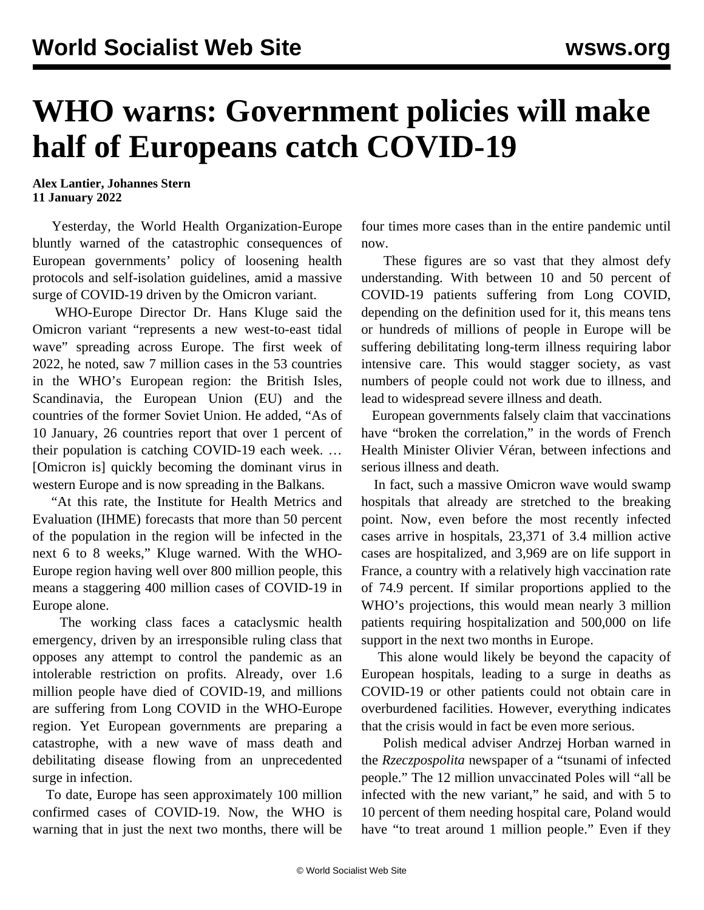# WHO warns: Government policies will make half of Europeans catch COVID-19

**Alex Lantier, Johannes Stern**
**11 January 2022**

Yesterday, the World Health Organization-Europe bluntly warned of the catastrophic consequences of European governments' policy of loosening health protocols and self-isolation guidelines, amid a massive surge of COVID-19 driven by the Omicron variant.

WHO-Europe Director Dr. Hans Kluge said the Omicron variant "represents a new west-to-east tidal wave" spreading across Europe. The first week of 2022, he noted, saw 7 million cases in the 53 countries in the WHO's European region: the British Isles, Scandinavia, the European Union (EU) and the countries of the former Soviet Union. He added, "As of 10 January, 26 countries report that over 1 percent of their population is catching COVID-19 each week. … [Omicron is] quickly becoming the dominant virus in western Europe and is now spreading in the Balkans.

"At this rate, the Institute for Health Metrics and Evaluation (IHME) forecasts that more than 50 percent of the population in the region will be infected in the next 6 to 8 weeks," Kluge warned. With the WHO-Europe region having well over 800 million people, this means a staggering 400 million cases of COVID-19 in Europe alone.

The working class faces a cataclysmic health emergency, driven by an irresponsible ruling class that opposes any attempt to control the pandemic as an intolerable restriction on profits. Already, over 1.6 million people have died of COVID-19, and millions are suffering from Long COVID in the WHO-Europe region. Yet European governments are preparing a catastrophe, with a new wave of mass death and debilitating disease flowing from an unprecedented surge in infection.

To date, Europe has seen approximately 100 million confirmed cases of COVID-19. Now, the WHO is warning that in just the next two months, there will be four times more cases than in the entire pandemic until now.

These figures are so vast that they almost defy understanding. With between 10 and 50 percent of COVID-19 patients suffering from Long COVID, depending on the definition used for it, this means tens or hundreds of millions of people in Europe will be suffering debilitating long-term illness requiring labor intensive care. This would stagger society, as vast numbers of people could not work due to illness, and lead to widespread severe illness and death.

European governments falsely claim that vaccinations have "broken the correlation," in the words of French Health Minister Olivier Véran, between infections and serious illness and death.

In fact, such a massive Omicron wave would swamp hospitals that already are stretched to the breaking point. Now, even before the most recently infected cases arrive in hospitals, 23,371 of 3.4 million active cases are hospitalized, and 3,969 are on life support in France, a country with a relatively high vaccination rate of 74.9 percent. If similar proportions applied to the WHO's projections, this would mean nearly 3 million patients requiring hospitalization and 500,000 on life support in the next two months in Europe.

This alone would likely be beyond the capacity of European hospitals, leading to a surge in deaths as COVID-19 or other patients could not obtain care in overburdened facilities. However, everything indicates that the crisis would in fact be even more serious.

Polish medical adviser Andrzej Horban warned in the *Rzeczpospolita* newspaper of a "tsunami of infected people." The 12 million unvaccinated Poles will "all be infected with the new variant," he said, and with 5 to 10 percent of them needing hospital care, Poland would have "to treat around 1 million people." Even if they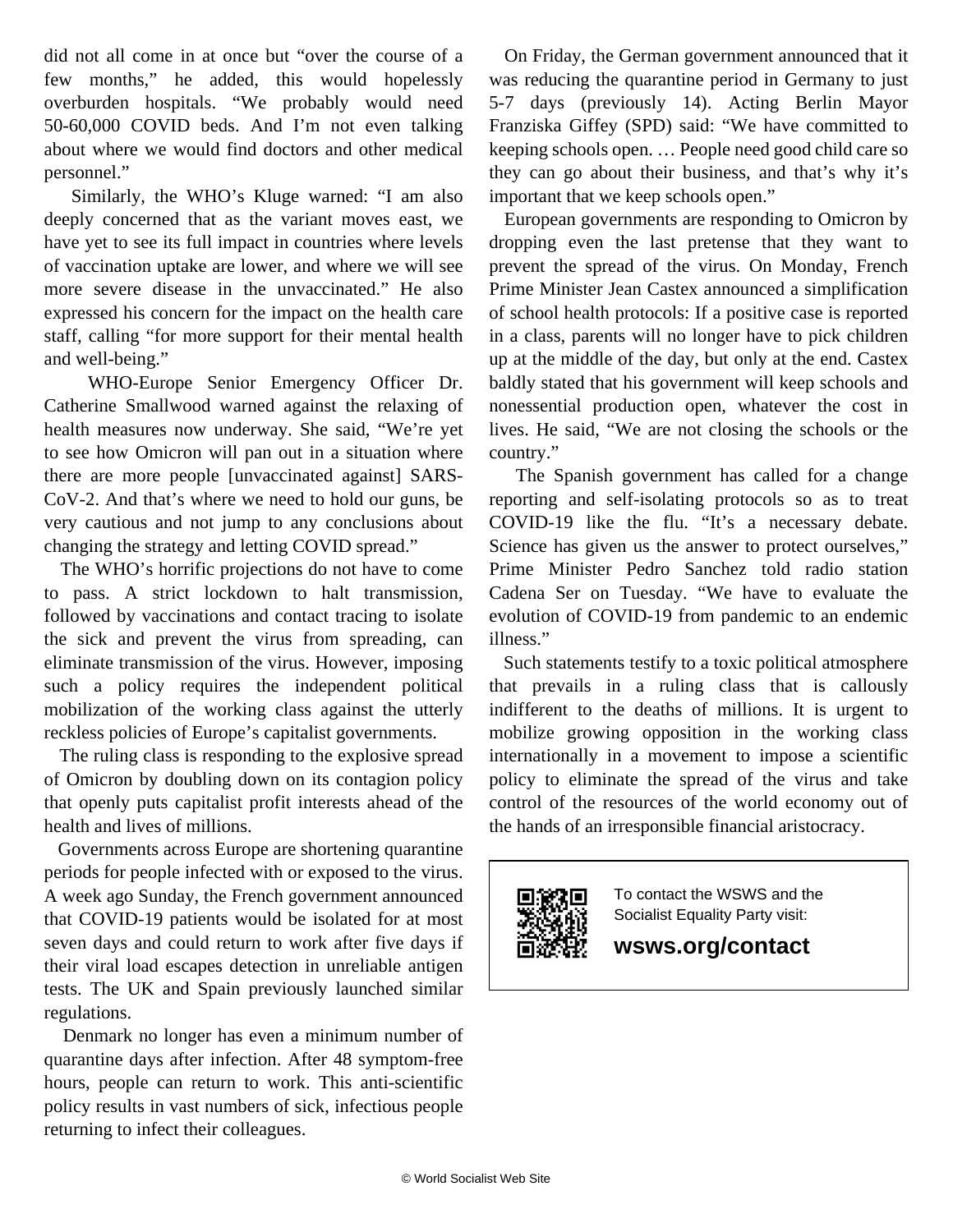did not all come in at once but "over the course of a few months," he added, this would hopelessly overburden hospitals. "We probably would need 50-60,000 COVID beds. And I'm not even talking about where we would find doctors and other medical personnel."

Similarly, the WHO's Kluge warned: "I am also deeply concerned that as the variant moves east, we have yet to see its full impact in countries where levels of vaccination uptake are lower, and where we will see more severe disease in the unvaccinated." He also expressed his concern for the impact on the health care staff, calling "for more support for their mental health and well-being."

WHO-Europe Senior Emergency Officer Dr. Catherine Smallwood warned against the relaxing of health measures now underway. She said, "We're yet to see how Omicron will pan out in a situation where there are more people [unvaccinated against] SARS-CoV-2. And that's where we need to hold our guns, be very cautious and not jump to any conclusions about changing the strategy and letting COVID spread."

The WHO's horrific projections do not have to come to pass. A strict lockdown to halt transmission, followed by vaccinations and contact tracing to isolate the sick and prevent the virus from spreading, can eliminate transmission of the virus. However, imposing such a policy requires the independent political mobilization of the working class against the utterly reckless policies of Europe's capitalist governments.

The ruling class is responding to the explosive spread of Omicron by doubling down on its contagion policy that openly puts capitalist profit interests ahead of the health and lives of millions.

Governments across Europe are shortening quarantine periods for people infected with or exposed to the virus. A week ago Sunday, the French government announced that COVID-19 patients would be isolated for at most seven days and could return to work after five days if their viral load escapes detection in unreliable antigen tests. The UK and Spain previously launched similar regulations.

Denmark no longer has even a minimum number of quarantine days after infection. After 48 symptom-free hours, people can return to work. This anti-scientific policy results in vast numbers of sick, infectious people returning to infect their colleagues.

On Friday, the German government announced that it was reducing the quarantine period in Germany to just 5-7 days (previously 14). Acting Berlin Mayor Franziska Giffey (SPD) said: "We have committed to keeping schools open. … People need good child care so they can go about their business, and that's why it's important that we keep schools open."

European governments are responding to Omicron by dropping even the last pretense that they want to prevent the spread of the virus. On Monday, French Prime Minister Jean Castex announced a simplification of school health protocols: If a positive case is reported in a class, parents will no longer have to pick children up at the middle of the day, but only at the end. Castex baldly stated that his government will keep schools and nonessential production open, whatever the cost in lives. He said, "We are not closing the schools or the country."

The Spanish government has called for a change reporting and self-isolating protocols so as to treat COVID-19 like the flu. "It's a necessary debate. Science has given us the answer to protect ourselves," Prime Minister Pedro Sanchez told radio station Cadena Ser on Tuesday. "We have to evaluate the evolution of COVID-19 from pandemic to an endemic illness."

Such statements testify to a toxic political atmosphere that prevails in a ruling class that is callously indifferent to the deaths of millions. It is urgent to mobilize growing opposition in the working class internationally in a movement to impose a scientific policy to eliminate the spread of the virus and take control of the resources of the world economy out of the hands of an irresponsible financial aristocracy.

To contact the WSWS and the Socialist Equality Party visit:

**wsws.org/contact**